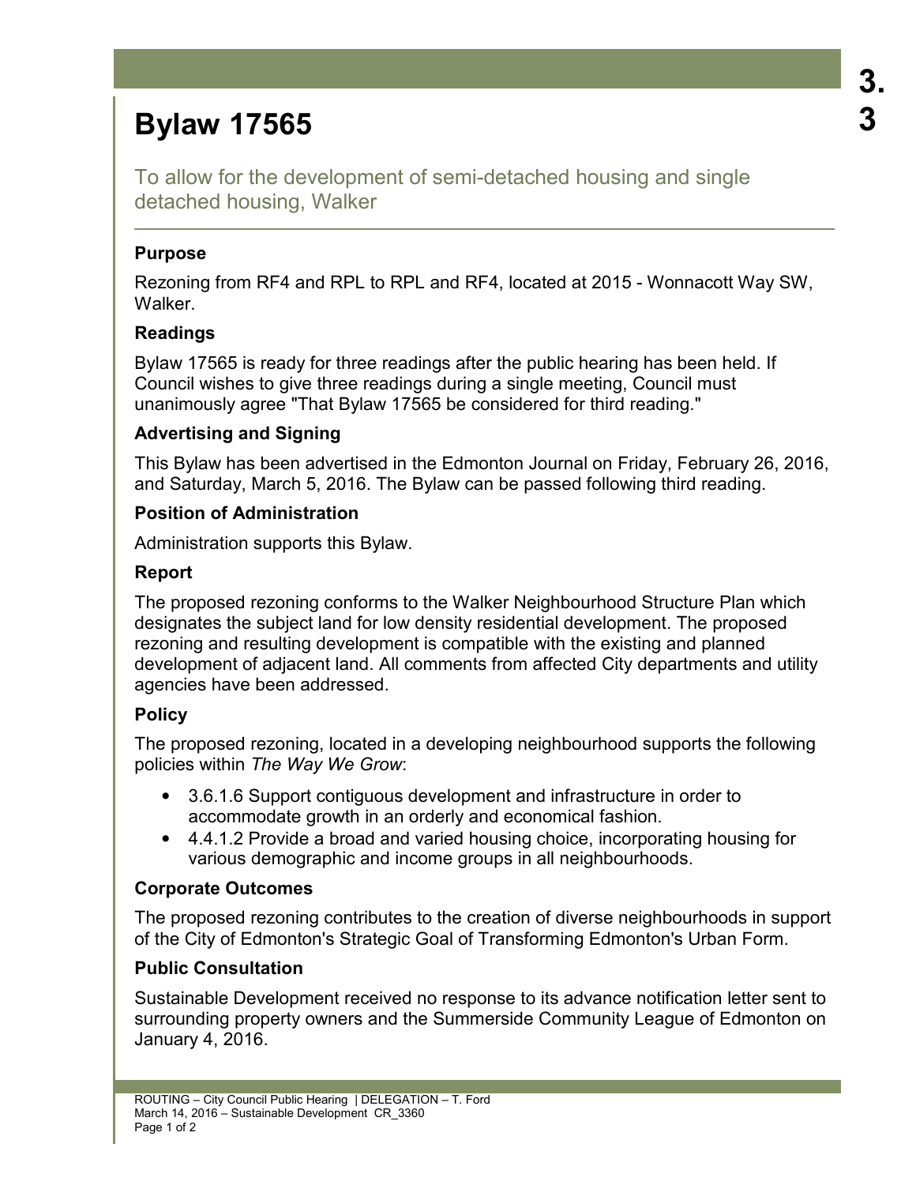# Bylaw 17565

To allow for the development of semi-detached housing and single detached housing, Walker

### Purpose

Rezoning from RF4 and RPL to RPL and RF4, located at 2015 - Wonnacott Way SW, Walker.

### Readings

Bylaw 17565 is ready for three readings after the public hearing has been held. If Council wishes to give three readings during a single meeting, Council must unanimously agree "That Bylaw 17565 be considered for third reading."

### Advertising and Signing

This Bylaw has been advertised in the Edmonton Journal on Friday, February 26, 2016, and Saturday, March 5, 2016. The Bylaw can be passed following third reading.

### Position of Administration

Administration supports this Bylaw.

### Report

The proposed rezoning conforms to the Walker Neighbourhood Structure Plan which designates the subject land for low density residential development. The proposed rezoning and resulting development is compatible with the existing and planned development of adjacent land. All comments from affected City departments and utility agencies have been addressed.

### Policy

The proposed rezoning, located in a developing neighbourhood supports the following policies within *The Way We Grow*:

- 3.6.1.6 Support contiguous development and infrastructure in order to accommodate growth in an orderly and economical fashion.
- 4.4.1.2 Provide a broad and varied housing choice, incorporating housing for various demographic and income groups in all neighbourhoods.

### Corporate Outcomes

The proposed rezoning contributes to the creation of diverse neighbourhoods in support of the City of Edmonton's Strategic Goal of Transforming Edmonton's Urban Form.

### Public Consultation

Sustainable Development received no response to its advance notification letter sent to surrounding property owners and the Summerside Community League of Edmonton on January 4, 2016.

ROUTING – City Council Public Hearing | DELEGATION – T. Ford
March 14, 2016 – Sustainable Development CR_3360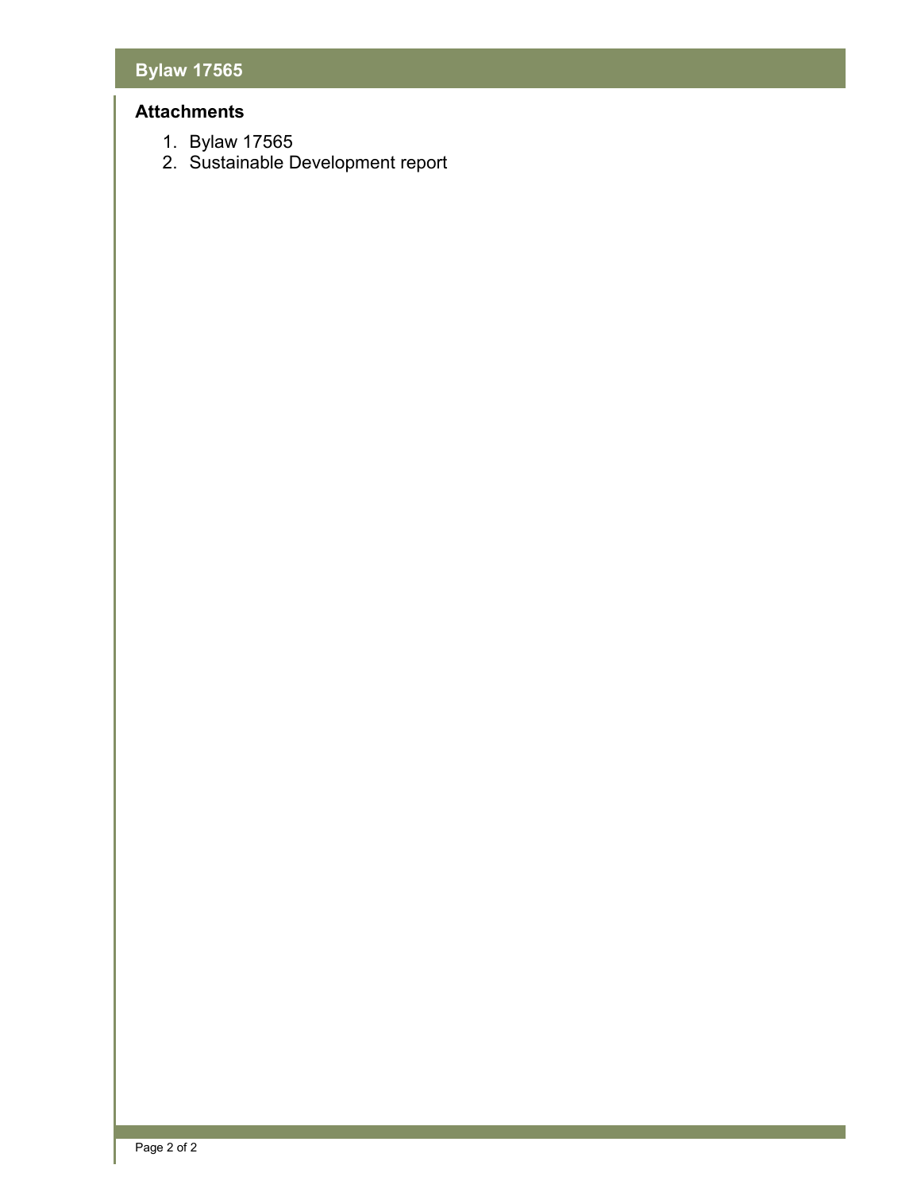## Attachments

1. Bylaw 17565
2. Sustainable Development report